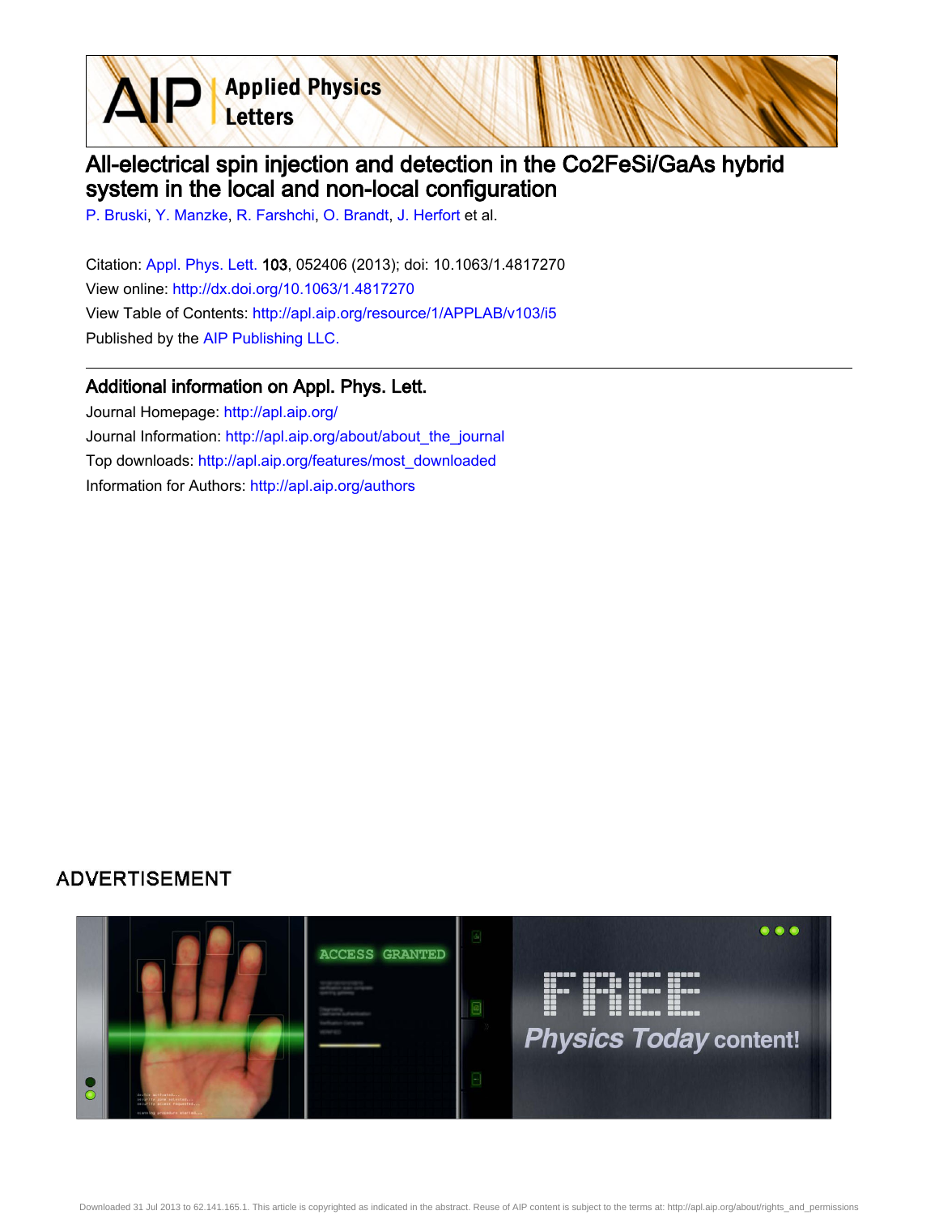# All-electrical spin injection and detection in the Co2FeSi/GaAs hybrid system in the local and non-local configuration

P. Bruski, Y. Manzke, R. Farshchi, O. Brandt, J. Herfort et al.

Citation: Appl. Phys. Lett. **103**, 052406 (2013); doi: 10.1063/1.4817270

View online: http://dx.doi.org/10.1063/1.4817270

View Table of Contents: http://apl.aip.org/resource/1/APPLAB/v103/i5

Published by the AIP Publishing LLC.

---

## Additional information on Appl. Phys. Lett.

Journal Homepage: http://apl.aip.org/

Journal Information: http://apl.aip.org/about/about_the_journal

Top downloads: http://apl.aip.org/features/most_downloaded

Information for Authors: http://apl.aip.org/authors

ADVERTISEMENT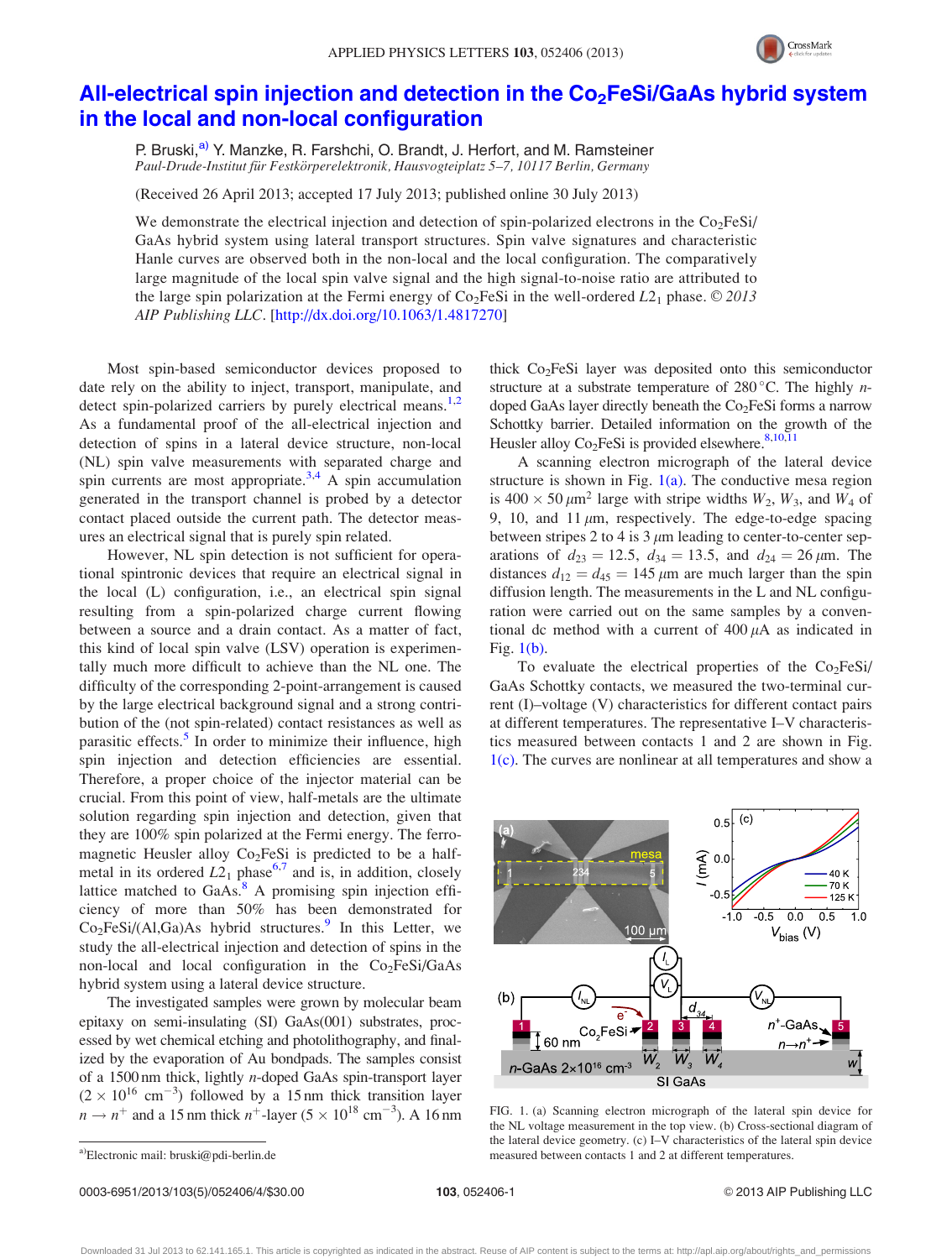# All-electrical spin injection and detection in the $Co_2FeSi$/GaAs hybrid system in the local and non-local configuration

P. Bruski,[a] Y. Manzke, R. Farshchi, O. Brandt, J. Herfort, and M. Ramsteiner

*Paul-Drude-Institut für Festkörperelektronik, Hausvogteiplatz 5–7, 10117 Berlin, Germany*

(Received 26 April 2013; accepted 17 July 2013; published online 30 July 2013)

We demonstrate the electrical injection and detection of spin-polarized electrons in the $Co_2FeSi$/GaAs hybrid system using lateral transport structures. Spin valve signatures and characteristic Hanle curves are observed both in the non-local and the local configuration. The comparatively large magnitude of the local spin valve signal and the high signal-to-noise ratio are attributed to the large spin polarization at the Fermi energy of $Co_2FeSi$ in the well-ordered $L2_1$ phase. © *2013 AIP Publishing LLC*. [http://dx.doi.org/10.1063/1.4817270]

Most spin-based semiconductor devices proposed to date rely on the ability to inject, transport, manipulate, and detect spin-polarized carriers by purely electrical means.[1,2] As a fundamental proof of the all-electrical injection and detection of spins in a lateral device structure, non-local (NL) spin valve measurements with separated charge and spin currents are most appropriate.[3,4] A spin accumulation generated in the transport channel is probed by a detector contact placed outside the current path. The detector measures an electrical signal that is purely spin related.

However, NL spin detection is not sufficient for operational spintronic devices that require an electrical signal in the local (L) configuration, i.e., an electrical spin signal resulting from a spin-polarized charge current flowing between a source and a drain contact. As a matter of fact, this kind of local spin valve (LSV) operation is experimentally much more difficult to achieve than the NL one. The difficulty of the corresponding 2-point-arrangement is caused by the large electrical background signal and a strong contribution of the (not spin-related) contact resistances as well as parasitic effects.[5] In order to minimize their influence, high spin injection and detection efficiencies are essential. Therefore, a proper choice of the injector material can be crucial. From this point of view, half-metals are the ultimate solution regarding spin injection and detection, given that they are 100% spin polarized at the Fermi energy. The ferromagnetic Heusler alloy $Co_2FeSi$ is predicted to be a half-metal in its ordered $L2_1$ phase[6,7] and is, in addition, closely lattice matched to GaAs.[8] A promising spin injection efficiency of more than 50% has been demonstrated for $Co_2FeSi$/(Al,Ga)As hybrid structures.[9] In this Letter, we study the all-electrical injection and detection of spins in the non-local and local configuration in the $Co_2FeSi$/GaAs hybrid system using a lateral device structure.

The investigated samples were grown by molecular beam epitaxy on semi-insulating (SI) GaAs(001) substrates, processed by wet chemical etching and photolithography, and finalized by the evaporation of Au bondpads. The samples consist of a 1500 nm thick, lightly $n$-doped GaAs spin-transport layer ($2 \times 10^{16}$ cm$^{-3}$) followed by a 15 nm thick transition layer $n \rightarrow n^+$ and a 15 nm thick $n^+$-layer ($5 \times 10^{18}$ cm$^{-3}$). A 16 nm thick $Co_2FeSi$ layer was deposited onto this semiconductor structure at a substrate temperature of 280 °C. The highly $n$-doped GaAs layer directly beneath the $Co_2FeSi$ forms a narrow Schottky barrier. Detailed information on the growth of the Heusler alloy $Co_2FeSi$ is provided elsewhere.[8,10,11]

A scanning electron micrograph of the lateral device structure is shown in Fig. 1(a). The conductive mesa region is $400 \times 50\ \mu m^2$ large with stripe widths $W_2$, $W_3$, and $W_4$ of 9, 10, and 11 $\mu$m, respectively. The edge-to-edge spacing between stripes 2 to 4 is 3 $\mu$m leading to center-to-center separations of $d_{23} = 12.5$, $d_{34} = 13.5$, and $d_{24} = 26\ \mu$m. The distances $d_{12} = d_{45} = 145\ \mu$m are much larger than the spin diffusion length. The measurements in the L and NL configuration were carried out on the same samples by a conventional dc method with a current of 400 $\mu$A as indicated in Fig. 1(b).

To evaluate the electrical properties of the $Co_2FeSi$/GaAs Schottky contacts, we measured the two-terminal current (I)–voltage (V) characteristics for different contact pairs at different temperatures. The representative I–V characteristics measured between contacts 1 and 2 are shown in Fig. 1(c). The curves are nonlinear at all temperatures and show a

FIG. 1. (a) Scanning electron micrograph of the lateral spin device for the NL voltage measurement in the top view. (b) Cross-sectional diagram of the lateral device geometry. (c) I–V characteristics of the lateral spin device measured between contacts 1 and 2 at different temperatures.

[a]Electronic mail: bruski@pdi-berlin.de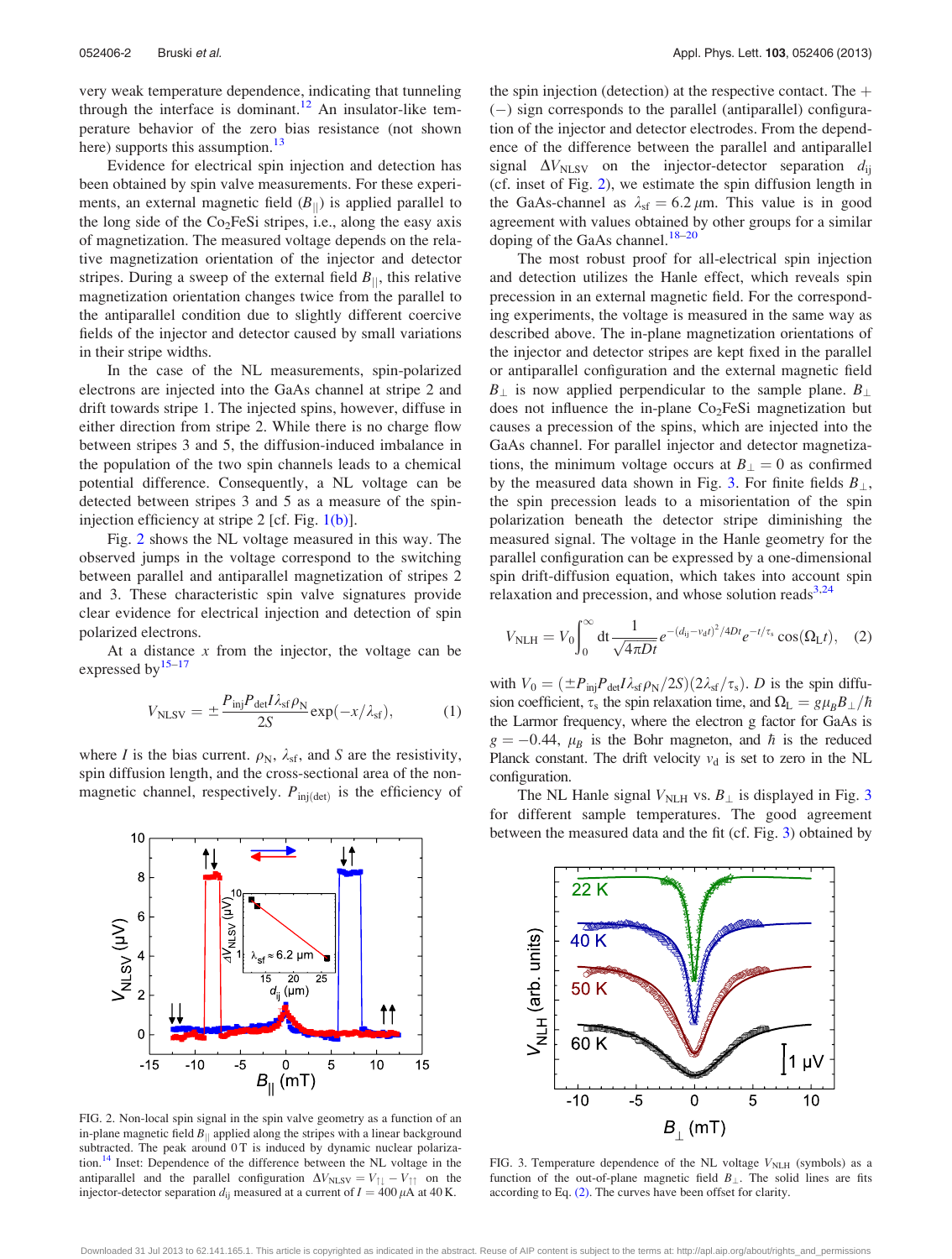very weak temperature dependence, indicating that tunneling through the interface is dominant.[12] An insulator-like temperature behavior of the zero bias resistance (not shown here) supports this assumption.[13]

Evidence for electrical spin injection and detection has been obtained by spin valve measurements. For these experiments, an external magnetic field ($B_{||}$) is applied parallel to the long side of the $Co_2FeSi$ stripes, i.e., along the easy axis of magnetization. The measured voltage depends on the relative magnetization orientation of the injector and detector stripes. During a sweep of the external field $B_{||}$, this relative magnetization orientation changes twice from the parallel to the antiparallel condition due to slightly different coercive fields of the injector and detector caused by small variations in their stripe widths.

In the case of the NL measurements, spin-polarized electrons are injected into the GaAs channel at stripe 2 and drift towards stripe 1. The injected spins, however, diffuse in either direction from stripe 2. While there is no charge flow between stripes 3 and 5, the diffusion-induced imbalance in the population of the two spin channels leads to a chemical potential difference. Consequently, a NL voltage can be detected between stripes 3 and 5 as a measure of the spin-injection efficiency at stripe 2 [cf. Fig. 1(b)].

Fig. 2 shows the NL voltage measured in this way. The observed jumps in the voltage correspond to the switching between parallel and antiparallel magnetization of stripes 2 and 3. These characteristic spin valve signatures provide clear evidence for electrical injection and detection of spin polarized electrons.

At a distance $x$ from the injector, the voltage can be expressed by[15–17]

$$V_{\mathrm{NLSV}} = \pm \frac{P_{\mathrm{inj}} P_{\mathrm{det}} I \lambda_{\mathrm{sf}} \rho_{\mathrm{N}}}{2S} \exp(-x/\lambda_{\mathrm{sf}}), \tag{1}$$

where $I$ is the bias current. $\rho_{\mathrm{N}}$, $\lambda_{\mathrm{sf}}$, and $S$ are the resistivity, spin diffusion length, and the cross-sectional area of the nonmagnetic channel, respectively. $P_{\mathrm{inj(det)}}$ is the efficiency of the spin injection (detection) at the respective contact. The + (−) sign corresponds to the parallel (antiparallel) configuration of the injector and detector electrodes. From the dependence of the difference between the parallel and antiparallel signal $\Delta V_{\mathrm{NLSV}}$ on the injector-detector separation $d_{\mathrm{ij}}$ (cf. inset of Fig. 2), we estimate the spin diffusion length in the GaAs-channel as $\lambda_{\mathrm{sf}} = 6.2\,\mu$m. This value is in good agreement with values obtained by other groups for a similar doping of the GaAs channel.[18–20]

FIG. 2. Non-local spin signal in the spin valve geometry as a function of an in-plane magnetic field $B_{||}$ applied along the stripes with a linear background subtracted. The peak around 0 T is induced by dynamic nuclear polarization.[14] Inset: Dependence of the difference between the NL voltage in the antiparallel and the parallel configuration $\Delta V_{\mathrm{NLSV}} = V_{\uparrow\downarrow} - V_{\uparrow\uparrow}$ on the injector-detector separation $d_{\mathrm{ij}}$ measured at a current of $I = 400\,\mu$A at 40 K.

The most robust proof for all-electrical spin injection and detection utilizes the Hanle effect, which reveals spin precession in an external magnetic field. For the corresponding experiments, the voltage is measured in the same way as described above. The in-plane magnetization orientations of the injector and detector stripes are kept fixed in the parallel or antiparallel configuration and the external magnetic field $B_{\perp}$ is now applied perpendicular to the sample plane. $B_{\perp}$ does not influence the in-plane $Co_2FeSi$ magnetization but causes a precession of the spins, which are injected into the GaAs channel. For parallel injector and detector magnetizations, the minimum voltage occurs at $B_{\perp} = 0$ as confirmed by the measured data shown in Fig. 3. For finite fields $B_{\perp}$, the spin precession leads to a misorientation of the spin polarization beneath the detector stripe diminishing the measured signal. The voltage in the Hanle geometry for the parallel configuration can be expressed by a one-dimensional spin drift-diffusion equation, which takes into account spin relaxation and precession, and whose solution reads[3,24]

$$V_{\mathrm{NLH}} = V_0 \int_0^{\infty} \mathrm{d}t \frac{1}{\sqrt{4\pi D t}} e^{-(d_{\mathrm{ij}} - v_{\mathrm{d}} t)^2/4Dt} e^{-t/\tau_{\mathrm{s}}} \cos(\Omega_{\mathrm{L}} t), \tag{2}$$

with $V_0 = (\pm P_{\mathrm{inj}} P_{\mathrm{det}} I \lambda_{\mathrm{sf}} \rho_{\mathrm{N}}/2S)(2\lambda_{\mathrm{sf}}/\tau_{\mathrm{s}})$. $D$ is the spin diffusion coefficient, $\tau_{\mathrm{s}}$ the spin relaxation time, and $\Omega_{\mathrm{L}} = g\mu_B B_{\perp}/\hbar$ the Larmor frequency, where the electron g factor for GaAs is $g = -0.44$, $\mu_B$ is the Bohr magneton, and $\hbar$ is the reduced Planck constant. The drift velocity $v_{\mathrm{d}}$ is set to zero in the NL configuration.

The NL Hanle signal $V_{\mathrm{NLH}}$ vs. $B_{\perp}$ is displayed in Fig. 3 for different sample temperatures. The good agreement between the measured data and the fit (cf. Fig. 3) obtained by

FIG. 3. Temperature dependence of the NL voltage $V_{\mathrm{NLH}}$ (symbols) as a function of the out-of-plane magnetic field $B_{\perp}$. The solid lines are fits according to Eq. (2). The curves have been offset for clarity.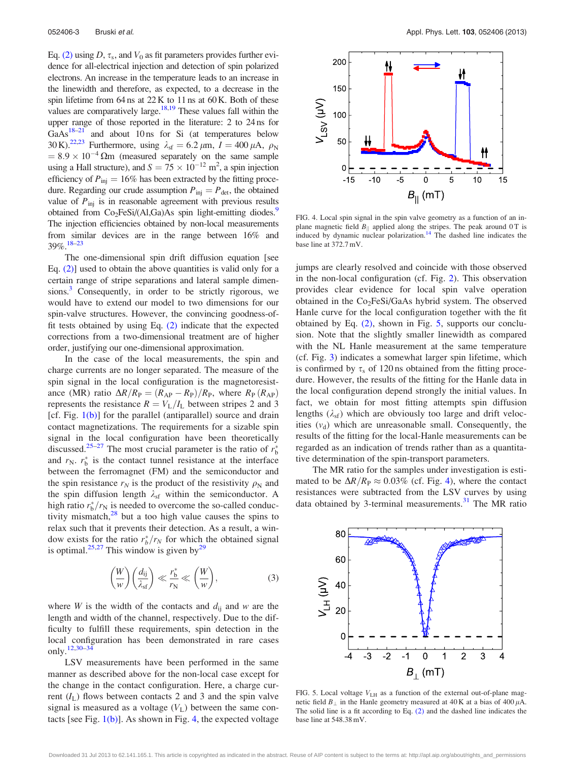Eq. (2) using $D$, $\tau_s$, and $V_0$ as fit parameters provides further evidence for all-electrical injection and detection of spin polarized electrons. An increase in the temperature leads to an increase in the linewidth and therefore, as expected, to a decrease in the spin lifetime from 64 ns at 22 K to 11 ns at 60 K. Both of these values are comparatively large.[18,19] These values fall within the upper range of those reported in the literature: 2 to 24 ns for GaAs[18–21] and about 10 ns for Si (at temperatures below 30 K).[22,23] Furthermore, using $\lambda_{sf} = 6.2\,\mu$m, $I = 400\,\mu$A, $\rho_N = 8.9 \times 10^{-4}\,\Omega$m (measured separately on the same sample using a Hall structure), and $S = 75 \times 10^{-12}$ m$^2$, a spin injection efficiency of $P_{inj} = 16\%$ has been extracted by the fitting procedure. Regarding our crude assumption $P_{inj} = P_{det}$, the obtained value of $P_{inj}$ is in reasonable agreement with previous results obtained from $Co_2FeSi$/(Al,Ga)As spin light-emitting diodes.[9] The injection efficiencies obtained by non-local measurements from similar devices are in the range between 16% and 39%.[18–23]

The one-dimensional spin drift diffusion equation [see Eq. (2)] used to obtain the above quantities is valid only for a certain range of stripe separations and lateral sample dimensions.[3] Consequently, in order to be strictly rigorous, we would have to extend our model to two dimensions for our spin-valve structures. However, the convincing goodness-of-fit tests obtained by using Eq. (2) indicate that the expected corrections from a two-dimensional treatment are of higher order, justifying our one-dimensional approximation.

In the case of the local measurements, the spin and charge currents are no longer separated. The measure of the spin signal in the local configuration is the magnetoresistance (MR) ratio $\Delta R/R_P = (R_{AP} - R_P)/R_P$, where $R_P$ ($R_{AP}$) represents the resistance $R = V_L/I_L$ between stripes 2 and 3 [cf. Fig. 1(b)] for the parallel (antiparallel) source and drain contact magnetizations. The requirements for a sizable spin signal in the local configuration have been theoretically discussed.[25–27] The most crucial parameter is the ratio of $r_b^*$ and $r_N$. $r_b^*$ is the contact tunnel resistance at the interface between the ferromagnet (FM) and the semiconductor and the spin resistance $r_N$ is the product of the resistivity $\rho_N$ and the spin diffusion length $\lambda_{sf}$ within the semiconductor. A high ratio $r_b^*/r_N$ is needed to overcome the so-called conductivity mismatch,[28] but a too high value causes the spins to relax such that it prevents their detection. As a result, a window exists for the ratio $r_b^*/r_N$ for which the obtained signal is optimal.[25,27] This window is given by[29]

$$\left(\frac{W}{w}\right)\left(\frac{d_{ij}}{\lambda_{sf}}\right) \ll \frac{r_b^*}{r_N} \ll \left(\frac{W}{w}\right), \tag{3}$$

where $W$ is the width of the contacts and $d_{ij}$ and $w$ are the length and width of the channel, respectively. Due to the difficulty to fulfill these requirements, spin detection in the local configuration has been demonstrated in rare cases only.[12,30–34]

LSV measurements have been performed in the same manner as described above for the non-local case except for the change in the contact configuration. Here, a charge current ($I_L$) flows between contacts 2 and 3 and the spin valve signal is measured as a voltage ($V_L$) between the same contacts [see Fig. 1(b)]. As shown in Fig. 4, the expected voltage jumps are clearly resolved and coincide with those observed in the non-local configuration (cf. Fig. 2). This observation provides clear evidence for local spin valve operation obtained in the $Co_2FeSi$/GaAs hybrid system. The observed Hanle curve for the local configuration together with the fit obtained by Eq. (2), shown in Fig. 5, supports our conclusion. Note that the slightly smaller linewidth as compared with the NL Hanle measurement at the same temperature (cf. Fig. 3) indicates a somewhat larger spin lifetime, which is confirmed by $\tau_s$ of 120 ns obtained from the fitting procedure. However, the results of the fitting for the Hanle data in the local configuration depend strongly the initial values. In fact, we obtain for most fitting attempts spin diffusion lengths ($\lambda_{sf}$) which are obviously too large and drift velocities ($v_d$) which are unreasonable small. Consequently, the results of the fitting for the local-Hanle measurements can be regarded as an indication of trends rather than as a quantitative determination of the spin-transport parameters.

The MR ratio for the samples under investigation is estimated to be $\Delta R/R_P \approx 0.03\%$ (cf. Fig. 4), where the contact resistances were subtracted from the LSV curves by using data obtained by 3-terminal measurements.[31] The MR ratio

FIG. 4. Local spin signal in the spin valve geometry as a function of an in-plane magnetic field $B_{\parallel}$ applied along the stripes. The peak around 0 T is induced by dynamic nuclear polarization.[14] The dashed line indicates the base line at 372.7 mV.

FIG. 5. Local voltage $V_{LH}$ as a function of the external out-of-plane magnetic field $B_{\perp}$ in the Hanle geometry measured at 40 K at a bias of 400 $\mu$A. The solid line is a fit according to Eq. (2) and the dashed line indicates the base line at 548.38 mV.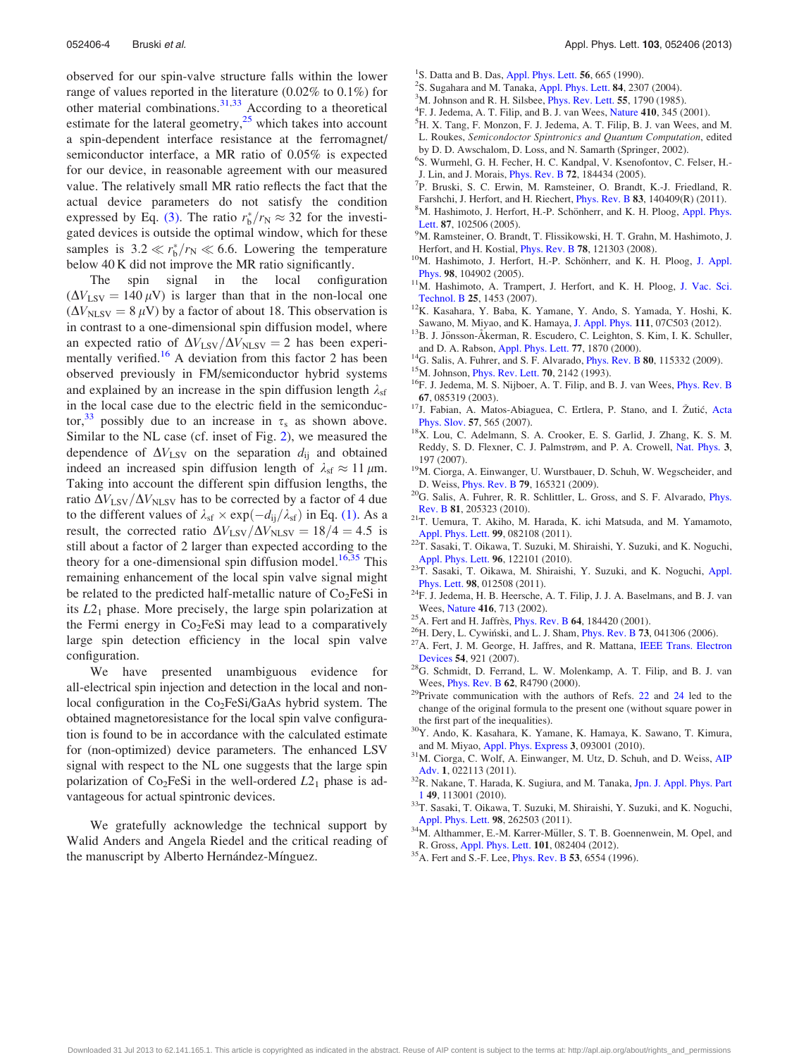observed for our spin-valve structure falls within the lower range of values reported in the literature (0.02% to 0.1%) for other material combinations.[31,33] According to a theoretical estimate for the lateral geometry,[25] which takes into account a spin-dependent interface resistance at the ferromagnet/semiconductor interface, a MR ratio of 0.05% is expected for our device, in reasonable agreement with our measured value. The relatively small MR ratio reflects the fact that the actual device parameters do not satisfy the condition expressed by Eq. (3). The ratio $r_b^*/r_N \approx 32$ for the investigated devices is outside the optimal window, which for these samples is $3.2 \ll r_b^*/r_N \ll 6.6$. Lowering the temperature below 40 K did not improve the MR ratio significantly.

The spin signal in the local configuration ($\Delta V_{LSV} = 140\,\mu$V) is larger than that in the non-local one ($\Delta V_{NLSV} = 8\,\mu$V) by a factor of about 18. This observation is in contrast to a one-dimensional spin diffusion model, where an expected ratio of $\Delta V_{LSV}/\Delta V_{NLSV} = 2$ has been experimentally verified.[16] A deviation from this factor 2 has been observed previously in FM/semiconductor hybrid systems and explained by an increase in the spin diffusion length $\lambda_{sf}$ in the local case due to the electric field in the semiconductor,[33] possibly due to an increase in $\tau_s$ as shown above. Similar to the NL case (cf. inset of Fig. 2), we measured the dependence of $\Delta V_{LSV}$ on the separation $d_{ij}$ and obtained indeed an increased spin diffusion length of $\lambda_{sf} \approx 11\,\mu$m. Taking into account the different spin diffusion lengths, the ratio $\Delta V_{LSV}/\Delta V_{NLSV}$ has to be corrected by a factor of 4 due to the different values of $\lambda_{sf} \times \exp(-d_{ij}/\lambda_{sf})$ in Eq. (1). As a result, the corrected ratio $\Delta V_{LSV}/\Delta V_{NLSV} = 18/4 = 4.5$ is still about a factor of 2 larger than expected according to the theory for a one-dimensional spin diffusion model.[16,35] This remaining enhancement of the local spin valve signal might be related to the predicted half-metallic nature of $Co_2FeSi$ in its $L2_1$ phase. More precisely, the large spin polarization at the Fermi energy in $Co_2FeSi$ may lead to a comparatively large spin detection efficiency in the local spin valve configuration.

We have presented unambiguous evidence for all-electrical spin injection and detection in the local and non-local configuration in the $Co_2FeSi$/GaAs hybrid system. The obtained magnetoresistance for the local spin valve configuration is found to be in accordance with the calculated estimate for (non-optimized) device parameters. The enhanced LSV signal with respect to the NL one suggests that the large spin polarization of $Co_2FeSi$ in the well-ordered $L2_1$ phase is advantageous for actual spintronic devices.

We gratefully acknowledge the technical support by Walid Anders and Angela Riedel and the critical reading of the manuscript by Alberto Hernández-Mínguez.

[1] S. Datta and B. Das, Appl. Phys. Lett. **56**, 665 (1990).
[2] S. Sugahara and M. Tanaka, Appl. Phys. Lett. **84**, 2307 (2004).
[3] M. Johnson and R. H. Silsbee, Phys. Rev. Lett. **55**, 1790 (1985).
[4] F. J. Jedema, A. T. Filip, and B. J. van Wees, Nature **410**, 345 (2001).
[5] H. X. Tang, F. Monzon, F. J. Jedema, A. T. Filip, B. J. van Wees, and M. L. Roukes, *Semiconductor Spintronics and Quantum Computation*, edited by D. D. Awschalom, D. Loss, and N. Samarth (Springer, 2002).
[6] S. Wurmehl, G. H. Fecher, H. C. Kandpal, V. Ksenofontov, C. Felser, H.-J. Lin, and J. Morais, Phys. Rev. B **72**, 184434 (2005).
[7] P. Bruski, S. C. Erwin, M. Ramsteiner, O. Brandt, K.-J. Friedland, R. Farshchi, J. Herfort, and H. Riechert, Phys. Rev. B **83**, 140409(R) (2011).
[8] M. Hashimoto, J. Herfort, H.-P. Schönherr, and K. H. Ploog, Appl. Phys. Lett. **87**, 102506 (2005).
[9] M. Ramsteiner, O. Brandt, T. Flissikowski, H. T. Grahn, M. Hashimoto, J. Herfort, and H. Kostial, Phys. Rev. B **78**, 121303 (2008).
[10] M. Hashimoto, J. Herfort, H.-P. Schönherr, and K. H. Ploog, J. Appl. Phys. **98**, 104902 (2005).
[11] M. Hashimoto, A. Trampert, J. Herfort, and K. H. Ploog, J. Vac. Sci. Technol. B **25**, 1453 (2007).
[12] K. Kasahara, Y. Baba, K. Yamane, Y. Ando, S. Yamada, Y. Hoshi, K. Sawano, M. Miyao, and K. Hamaya, J. Appl. Phys. **111**, 07C503 (2012).
[13] B. J. Jönsson-Åkerman, R. Escudero, C. Leighton, S. Kim, I. K. Schuller, and D. A. Rabson, Appl. Phys. Lett. **77**, 1870 (2000).
[14] G. Salis, A. Fuhrer, and S. F. Alvarado, Phys. Rev. B **80**, 115332 (2009).
[15] M. Johnson, Phys. Rev. Lett. **70**, 2142 (1993).
[16] F. J. Jedema, M. S. Nijboer, A. T. Filip, and B. J. van Wees, Phys. Rev. B **67**, 085319 (2003).
[17] J. Fabian, A. Matos-Abiaguea, C. Ertlera, P. Stano, and I. Žutić, Acta Phys. Slov. **57**, 565 (2007).
[18] X. Lou, C. Adelmann, S. A. Crooker, E. S. Garlid, J. Zhang, K. S. M. Reddy, S. D. Flexner, C. J. Palmstrøm, and P. A. Crowell, Nat. Phys. **3**, 197 (2007).
[19] M. Ciorga, A. Einwanger, U. Wurstbauer, D. Schuh, W. Wegscheider, and D. Weiss, Phys. Rev. B **79**, 165321 (2009).
[20] G. Salis, A. Fuhrer, R. R. Schlittler, L. Gross, and S. F. Alvarado, Phys. Rev. B **81**, 205323 (2010).
[21] T. Uemura, T. Akiho, M. Harada, K. ichi Matsuda, and M. Yamamoto, Appl. Phys. Lett. **99**, 082108 (2011).
[22] T. Sasaki, T. Oikawa, T. Suzuki, M. Shiraishi, Y. Suzuki, and K. Noguchi, Appl. Phys. Lett. **96**, 122101 (2010).
[23] T. Sasaki, T. Oikawa, M. Shiraishi, Y. Suzuki, and K. Noguchi, Appl. Phys. Lett. **98**, 012508 (2011).
[24] F. J. Jedema, H. B. Heersche, A. T. Filip, J. J. A. Baselmans, and B. J. van Wees, Nature **416**, 713 (2002).
[25] A. Fert and H. Jaffrès, Phys. Rev. B **64**, 184420 (2001).
[26] H. Dery, L. Cywiński, and L. J. Sham, Phys. Rev. B **73**, 041306 (2006).
[27] A. Fert, J. M. George, H. Jaffres, and R. Mattana, IEEE Trans. Electron Devices **54**, 921 (2007).
[28] G. Schmidt, D. Ferrand, L. W. Molenkamp, A. T. Filip, and B. J. van Wees, Phys. Rev. B **62**, R4790 (2000).
[29] Private communication with the authors of Refs. 22 and 24 led to the change of the original formula to the present one (without square power in the first part of the inequalities).
[30] Y. Ando, K. Kasahara, K. Yamane, K. Hamaya, K. Sawano, T. Kimura, and M. Miyao, Appl. Phys. Express **3**, 093001 (2010).
[31] M. Ciorga, C. Wolf, A. Einwanger, M. Utz, D. Schuh, and D. Weiss, AIP Adv. **1**, 022113 (2011).
[32] R. Nakane, T. Harada, K. Sugiura, and M. Tanaka, Jpn. J. Appl. Phys. Part 1 **49**, 113001 (2010).
[33] T. Sasaki, T. Oikawa, T. Suzuki, M. Shiraishi, Y. Suzuki, and K. Noguchi, Appl. Phys. Lett. **98**, 262503 (2011).
[34] M. Althammer, E.-M. Karrer-Müller, S. T. B. Goennenwein, M. Opel, and R. Gross, Appl. Phys. Lett. **101**, 082404 (2012).
[35] A. Fert and S.-F. Lee, Phys. Rev. B **53**, 6554 (1996).